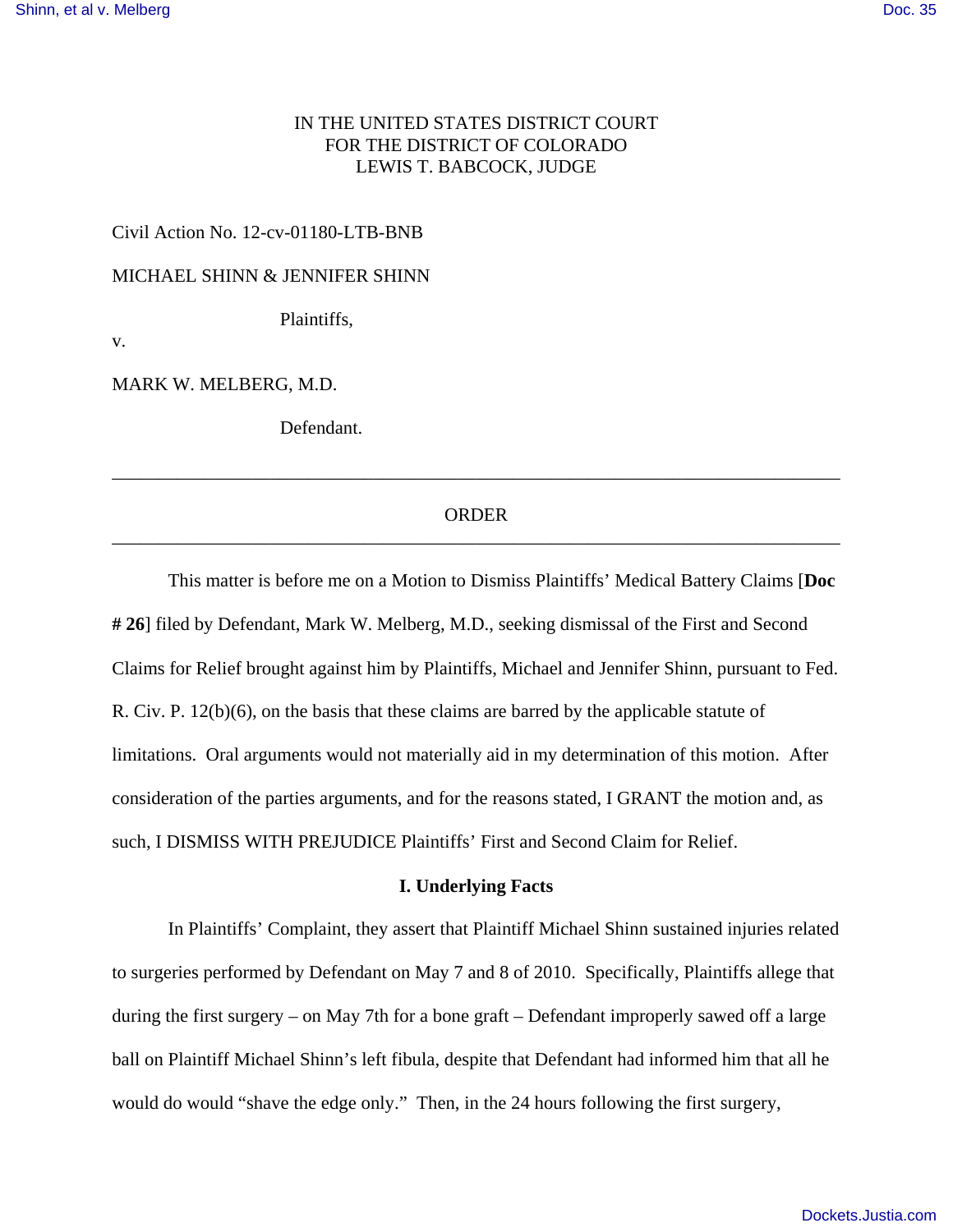IN THE UNITED STATES DISTRICT COURT
FOR THE DISTRICT OF COLORADO
LEWIS T. BABCOCK, JUDGE

Civil Action No. 12-cv-01180-LTB-BNB

MICHAEL SHINN & JENNIFER SHINN

Plaintiffs,

v.

MARK W. MELBERG, M.D.

Defendant.

---

ORDER

---

This matter is before me on a Motion to Dismiss Plaintiffs' Medical Battery Claims [**Doc # 26**] filed by Defendant, Mark W. Melberg, M.D., seeking dismissal of the First and Second Claims for Relief brought against him by Plaintiffs, Michael and Jennifer Shinn, pursuant to Fed. R. Civ. P. 12(b)(6), on the basis that these claims are barred by the applicable statute of limitations. Oral arguments would not materially aid in my determination of this motion. After consideration of the parties arguments, and for the reasons stated, I GRANT the motion and, as such, I DISMISS WITH PREJUDICE Plaintiffs' First and Second Claim for Relief.

## I. Underlying Facts

In Plaintiffs' Complaint, they assert that Plaintiff Michael Shinn sustained injuries related to surgeries performed by Defendant on May 7 and 8 of 2010. Specifically, Plaintiffs allege that during the first surgery – on May 7th for a bone graft – Defendant improperly sawed off a large ball on Plaintiff Michael Shinn's left fibula, despite that Defendant had informed him that all he would do would "shave the edge only." Then, in the 24 hours following the first surgery,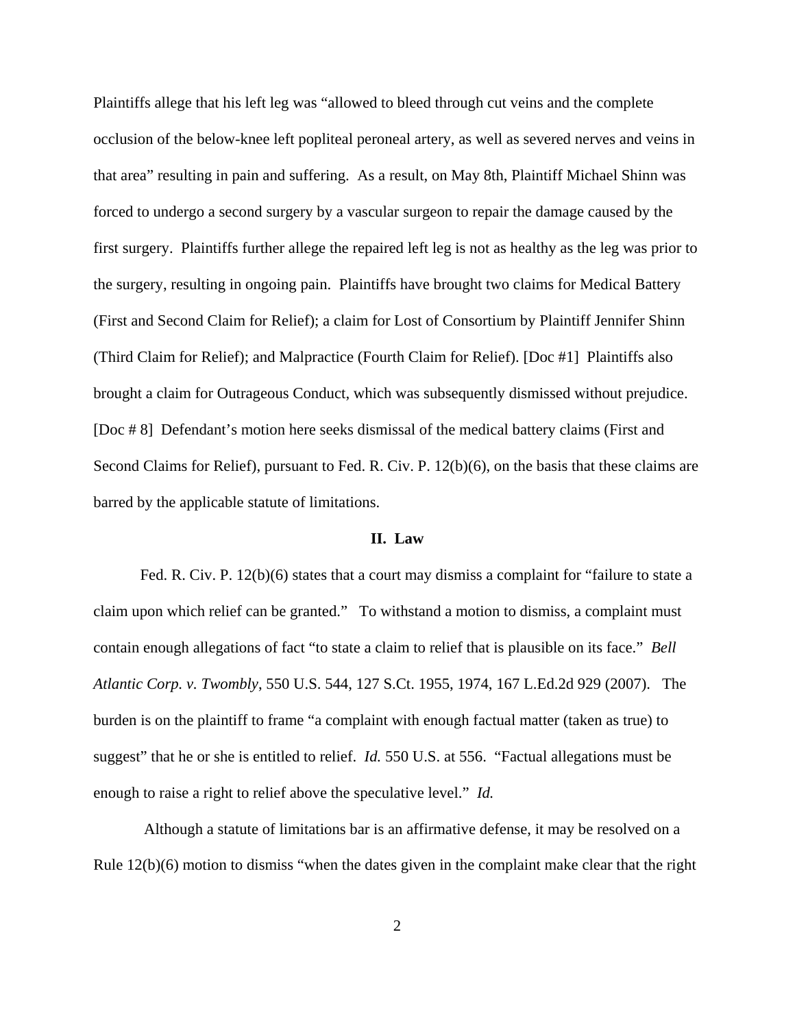Plaintiffs allege that his left leg was "allowed to bleed through cut veins and the complete occlusion of the below-knee left popliteal peroneal artery, as well as severed nerves and veins in that area" resulting in pain and suffering. As a result, on May 8th, Plaintiff Michael Shinn was forced to undergo a second surgery by a vascular surgeon to repair the damage caused by the first surgery. Plaintiffs further allege the repaired left leg is not as healthy as the leg was prior to the surgery, resulting in ongoing pain. Plaintiffs have brought two claims for Medical Battery (First and Second Claim for Relief); a claim for Lost of Consortium by Plaintiff Jennifer Shinn (Third Claim for Relief); and Malpractice (Fourth Claim for Relief). [Doc #1] Plaintiffs also brought a claim for Outrageous Conduct, which was subsequently dismissed without prejudice. [Doc # 8] Defendant's motion here seeks dismissal of the medical battery claims (First and Second Claims for Relief), pursuant to Fed. R. Civ. P. 12(b)(6), on the basis that these claims are barred by the applicable statute of limitations.

## II. Law

Fed. R. Civ. P. 12(b)(6) states that a court may dismiss a complaint for "failure to state a claim upon which relief can be granted." To withstand a motion to dismiss, a complaint must contain enough allegations of fact "to state a claim to relief that is plausible on its face." *Bell Atlantic Corp. v. Twombly*, 550 U.S. 544, 127 S.Ct. 1955, 1974, 167 L.Ed.2d 929 (2007). The burden is on the plaintiff to frame "a complaint with enough factual matter (taken as true) to suggest" that he or she is entitled to relief. *Id.* 550 U.S. at 556. "Factual allegations must be enough to raise a right to relief above the speculative level." *Id.*

Although a statute of limitations bar is an affirmative defense, it may be resolved on a Rule 12(b)(6) motion to dismiss "when the dates given in the complaint make clear that the right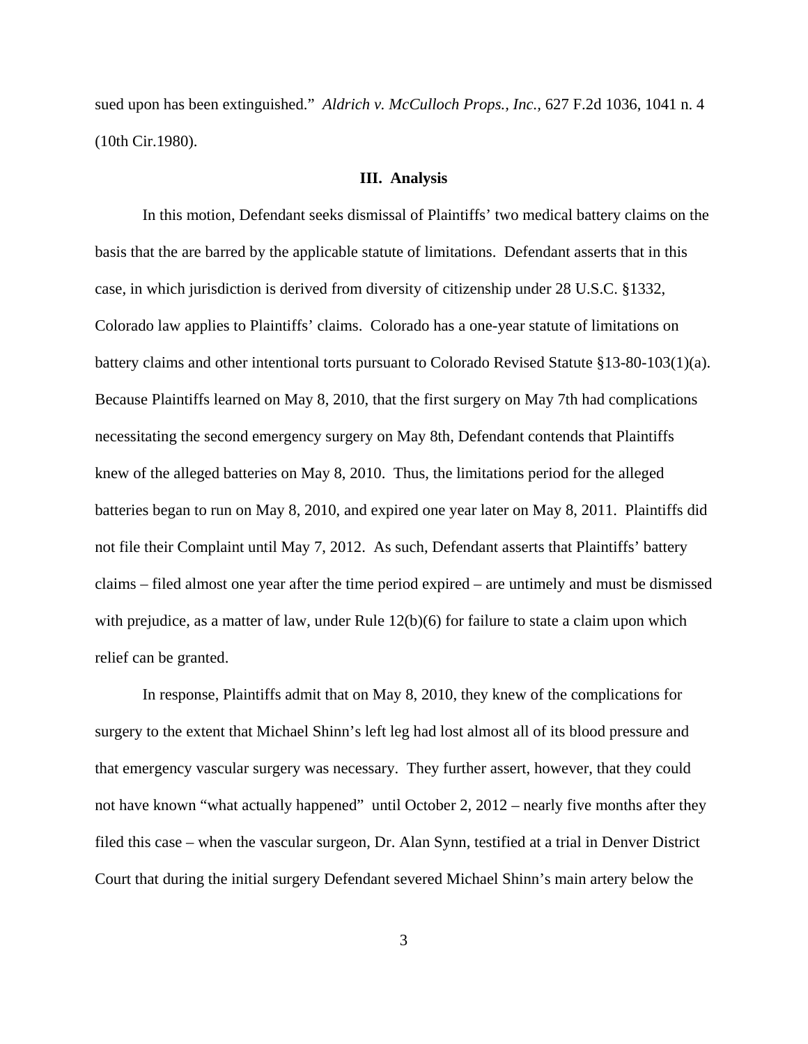sued upon has been extinguished." *Aldrich v. McCulloch Props., Inc.,* 627 F.2d 1036, 1041 n. 4 (10th Cir.1980).

### III. Analysis

In this motion, Defendant seeks dismissal of Plaintiffs' two medical battery claims on the basis that the are barred by the applicable statute of limitations. Defendant asserts that in this case, in which jurisdiction is derived from diversity of citizenship under 28 U.S.C. §1332, Colorado law applies to Plaintiffs' claims. Colorado has a one-year statute of limitations on battery claims and other intentional torts pursuant to Colorado Revised Statute §13-80-103(1)(a). Because Plaintiffs learned on May 8, 2010, that the first surgery on May 7th had complications necessitating the second emergency surgery on May 8th, Defendant contends that Plaintiffs knew of the alleged batteries on May 8, 2010. Thus, the limitations period for the alleged batteries began to run on May 8, 2010, and expired one year later on May 8, 2011. Plaintiffs did not file their Complaint until May 7, 2012. As such, Defendant asserts that Plaintiffs' battery claims – filed almost one year after the time period expired – are untimely and must be dismissed with prejudice, as a matter of law, under Rule 12(b)(6) for failure to state a claim upon which relief can be granted.

In response, Plaintiffs admit that on May 8, 2010, they knew of the complications for surgery to the extent that Michael Shinn's left leg had lost almost all of its blood pressure and that emergency vascular surgery was necessary. They further assert, however, that they could not have known "what actually happened" until October 2, 2012 – nearly five months after they filed this case – when the vascular surgeon, Dr. Alan Synn, testified at a trial in Denver District Court that during the initial surgery Defendant severed Michael Shinn's main artery below the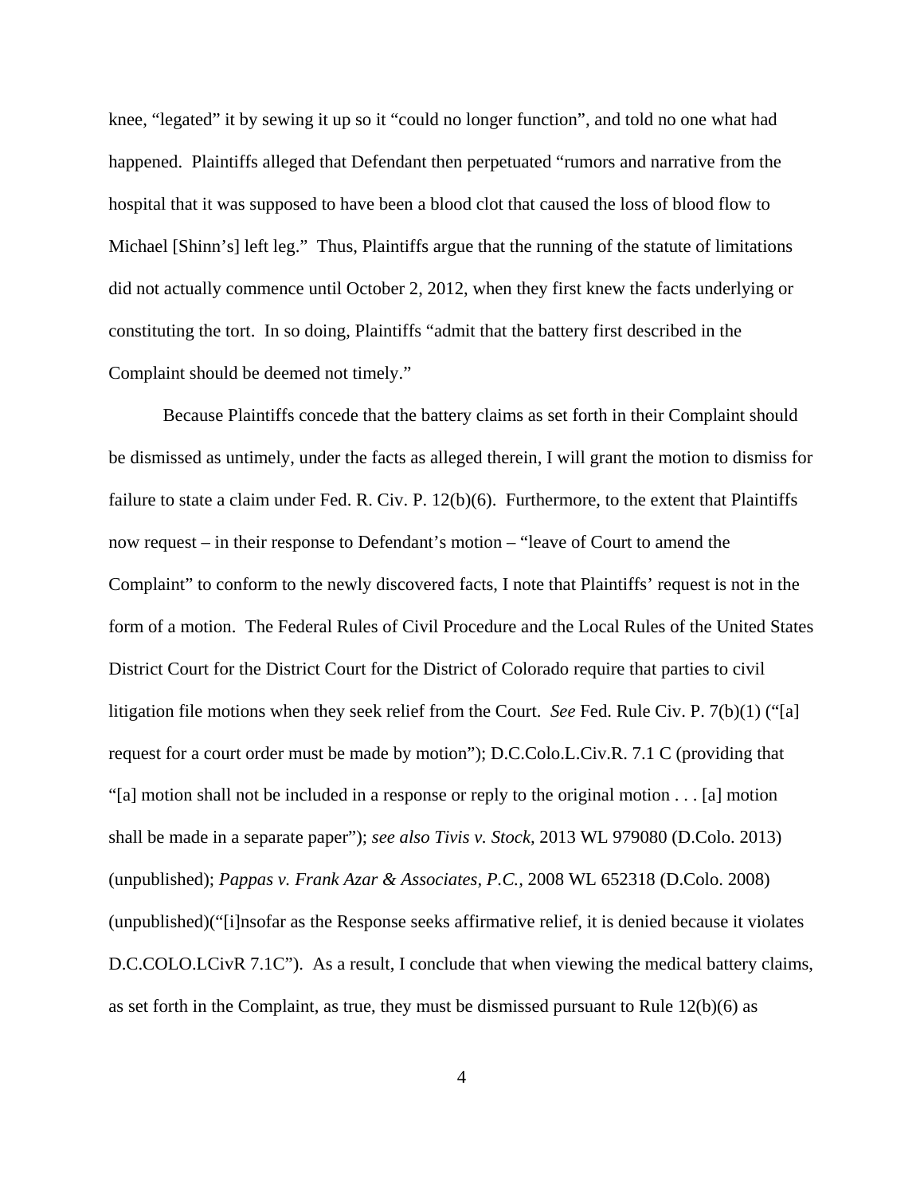knee, "legated" it by sewing it up so it "could no longer function", and told no one what had happened. Plaintiffs alleged that Defendant then perpetuated "rumors and narrative from the hospital that it was supposed to have been a blood clot that caused the loss of blood flow to Michael [Shinn's] left leg." Thus, Plaintiffs argue that the running of the statute of limitations did not actually commence until October 2, 2012, when they first knew the facts underlying or constituting the tort. In so doing, Plaintiffs "admit that the battery first described in the Complaint should be deemed not timely."

Because Plaintiffs concede that the battery claims as set forth in their Complaint should be dismissed as untimely, under the facts as alleged therein, I will grant the motion to dismiss for failure to state a claim under Fed. R. Civ. P. 12(b)(6). Furthermore, to the extent that Plaintiffs now request – in their response to Defendant's motion – "leave of Court to amend the Complaint" to conform to the newly discovered facts, I note that Plaintiffs' request is not in the form of a motion. The Federal Rules of Civil Procedure and the Local Rules of the United States District Court for the District Court for the District of Colorado require that parties to civil litigation file motions when they seek relief from the Court. *See* Fed. Rule Civ. P. 7(b)(1) ("[a] request for a court order must be made by motion"); D.C.Colo.L.Civ.R. 7.1 C (providing that "[a] motion shall not be included in a response or reply to the original motion . . . [a] motion shall be made in a separate paper"); *see also Tivis v. Stock*, 2013 WL 979080 (D.Colo. 2013) (unpublished); *Pappas v. Frank Azar & Associates, P.C.*, 2008 WL 652318 (D.Colo. 2008) (unpublished)("[i]nsofar as the Response seeks affirmative relief, it is denied because it violates D.C.COLO.LCivR 7.1C"). As a result, I conclude that when viewing the medical battery claims, as set forth in the Complaint, as true, they must be dismissed pursuant to Rule 12(b)(6) as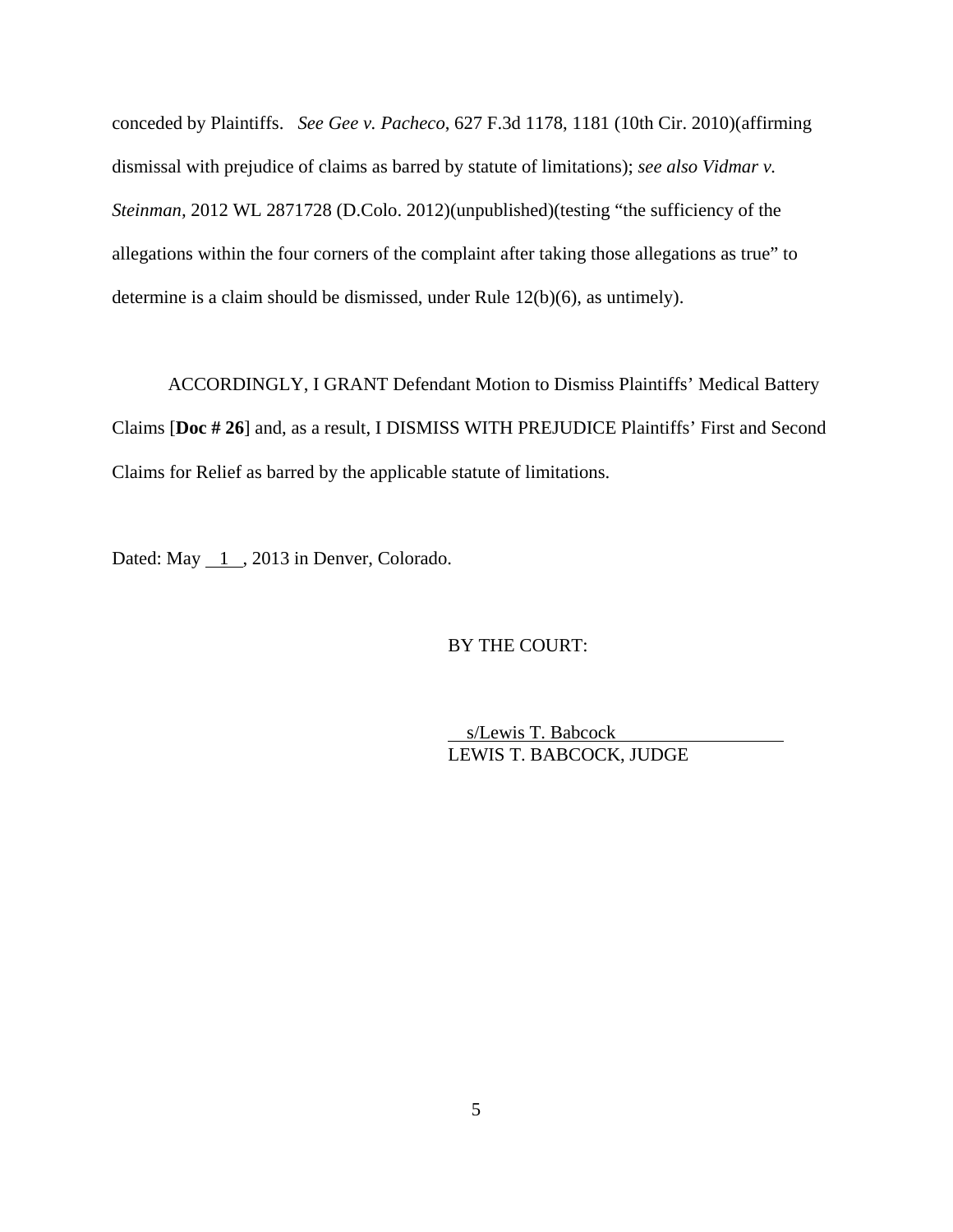conceded by Plaintiffs. *See Gee v. Pacheco*, 627 F.3d 1178, 1181 (10th Cir. 2010)(affirming dismissal with prejudice of claims as barred by statute of limitations); *see also Vidmar v. Steinman*, 2012 WL 2871728 (D.Colo. 2012)(unpublished)(testing "the sufficiency of the allegations within the four corners of the complaint after taking those allegations as true" to determine is a claim should be dismissed, under Rule 12(b)(6), as untimely).

ACCORDINGLY, I GRANT Defendant Motion to Dismiss Plaintiffs' Medical Battery Claims [**Doc # 26**] and, as a result, I DISMISS WITH PREJUDICE Plaintiffs' First and Second Claims for Relief as barred by the applicable statute of limitations.

Dated: May 1 , 2013 in Denver, Colorado.

BY THE COURT:

s/Lewis T. Babcock
LEWIS T. BABCOCK, JUDGE